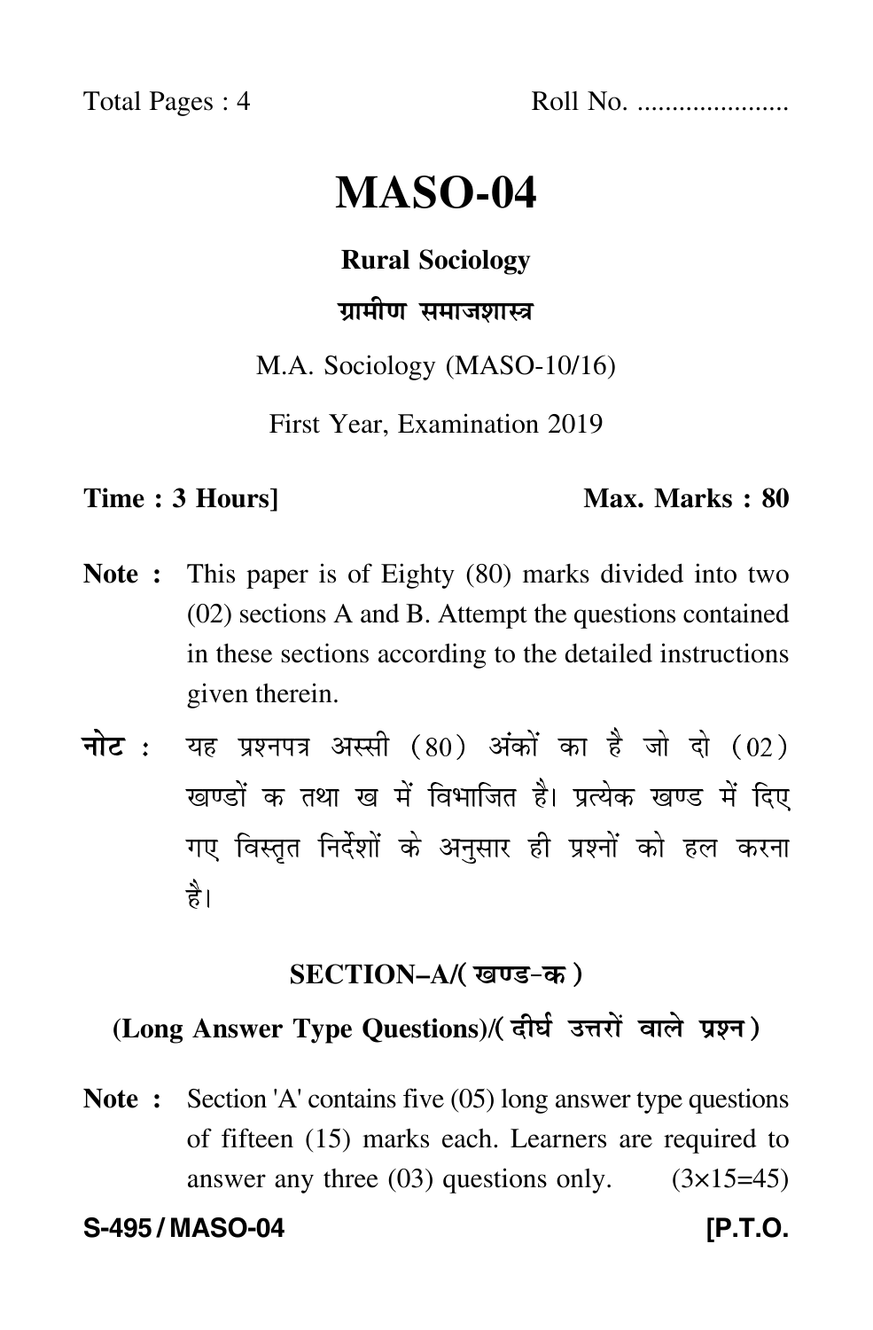Total Pages : 4 Roll No. .....................

# MASO-04

## Rural Sociology

## ग्रामीण समाजशास्त्र

M.A. Sociology (MASO-10/16)

First Year, Examination 2019

**Time : 3 Hours]** **Max. Marks : 80**

**Note :** This paper is of Eighty (80) marks divided into two (02) sections A and B. Attempt the questions contained in these sections according to the detailed instructions given therein.

**नोट :** यह प्रश्नपत्र अस्सी (80) अंकों का है जो दो (02) खण्डों क तथा ख में विभाजित है। प्रत्येक खण्ड में दिए गए विस्तृत निर्देशों के अनुसार ही प्रश्नों को हल करना है।

### SECTION–A/(खण्ड-क)

### (Long Answer Type Questions)/(दीर्घ उत्तरों वाले प्रश्न)

**Note :** Section 'A' contains five (05) long answer type questions of fifteen (15) marks each. Learners are required to answer any three (03) questions only. (3×15=45)

**S-495 / MASO-04** **[P.T.O.**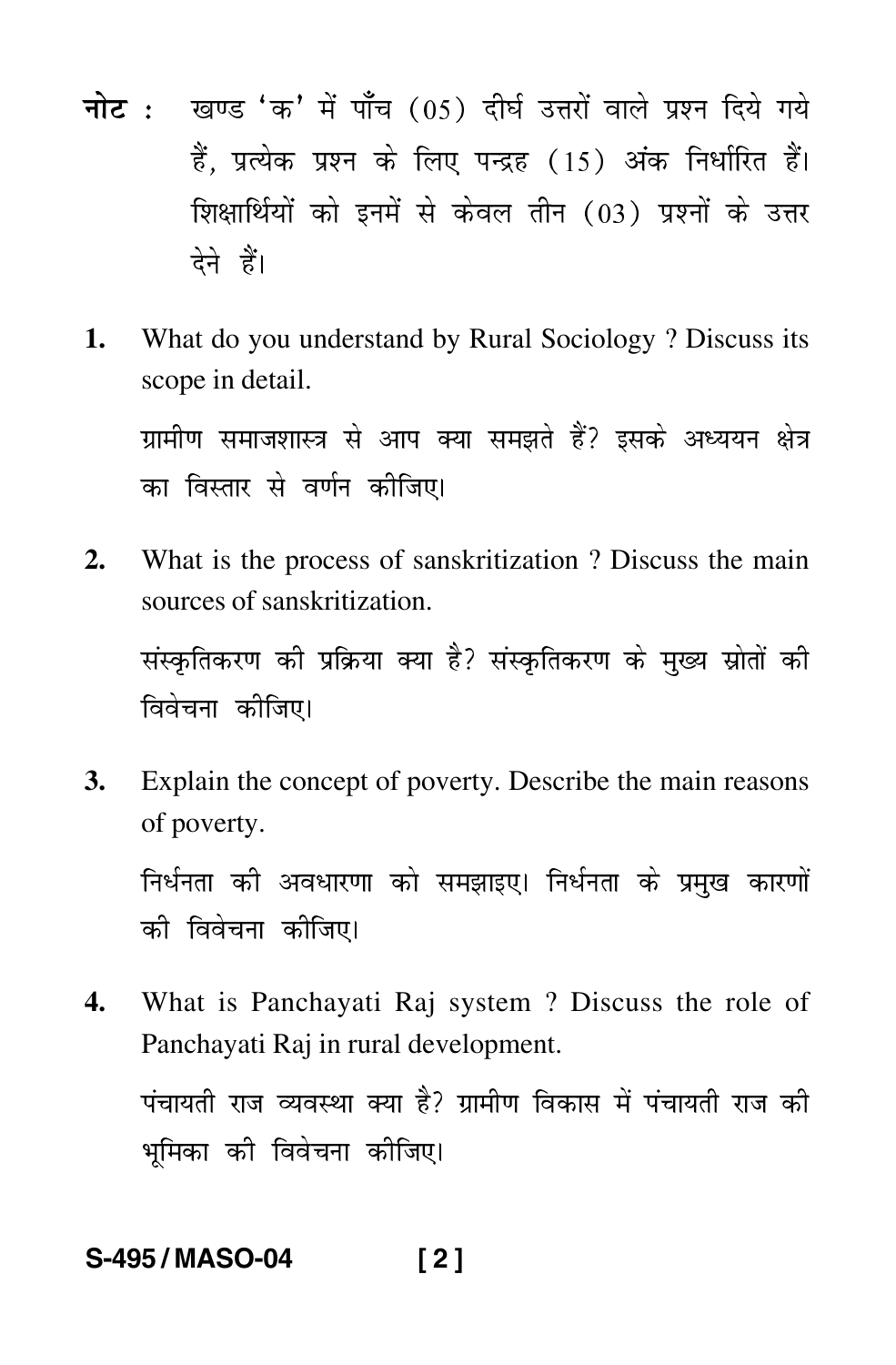**नोट :** खण्ड 'क' में पाँच (05) दीर्घ उत्तरों वाले प्रश्न दिये गये हैं, प्रत्येक प्रश्न के लिए पन्द्रह (15) अंक निर्धारित हैं। शिक्षार्थियों को इनमें से केवल तीन (03) प्रश्नों के उत्तर देने हैं।

**1.** What do you understand by Rural Sociology ? Discuss its scope in detail.

ग्रामीण समाजशास्त्र से आप क्या समझते हैं? इसके अध्ययन क्षेत्र का विस्तार से वर्णन कीजिए।

**2.** What is the process of sanskritization ? Discuss the main sources of sanskritization.

संस्कृतिकरण की प्रक्रिया क्या है? संस्कृतिकरण के मुख्य स्रोतों की विवेचना कीजिए।

**3.** Explain the concept of poverty. Describe the main reasons of poverty.

निर्धनता की अवधारणा को समझाइए। निर्धनता के प्रमुख कारणों की विवेचना कीजिए।

**4.** What is Panchayati Raj system ? Discuss the role of Panchayati Raj in rural development.

पंचायती राज व्यवस्था क्या है? ग्रामीण विकास में पंचायती राज की भूमिका की विवेचना कीजिए।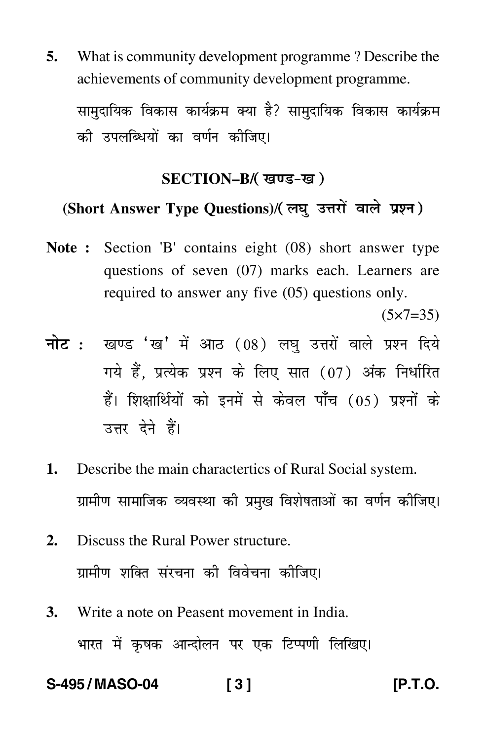5. What is community development programme ? Describe the achievements of community development programme.

सामुदायिक विकास कार्यक्रम क्या है? सामुदायिक विकास कार्यक्रम की उपलब्धियों का वर्णन कीजिए।

## SECTION–B/( खण्ड-ख )

### (Short Answer Type Questions)/( लघु उत्तरों वाले प्रश्न )

**Note :** Section 'B' contains eight (08) short answer type questions of seven (07) marks each. Learners are required to answer any five (05) questions only.

(5×7=35)

**नोट :** खण्ड 'ख' में आठ (08) लघु उत्तरों वाले प्रश्न दिये गये हैं, प्रत्येक प्रश्न के लिए सात (07) अंक निर्धारित हैं। शिक्षार्थियों को इनमें से केवल पाँच (05) प्रश्नों के उत्तर देने हैं।

1. Describe the main charactertics of Rural Social system.

ग्रामीण सामाजिक व्यवस्था की प्रमुख विशेषताओं का वर्णन कीजिए।

2. Discuss the Rural Power structure.

ग्रामीण शक्ति संरचना की विवेचना कीजिए।

3. Write a note on Peasent movement in India.

भारत में कृषक आन्दोलन पर एक टिप्पणी लिखिए।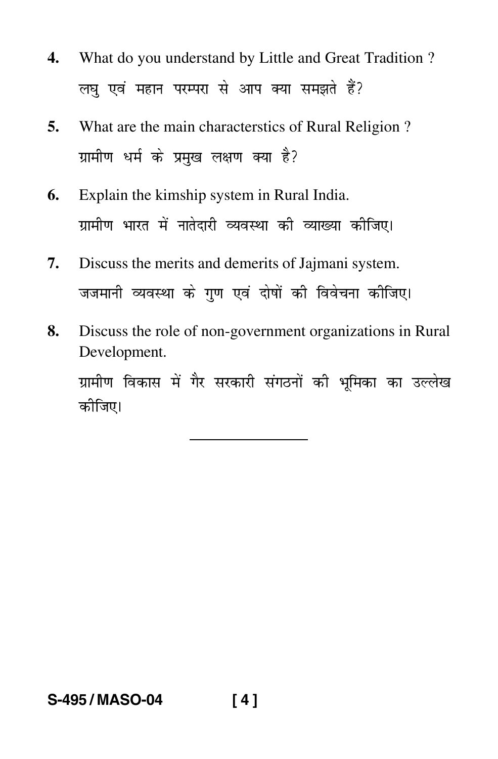**4.** What do you understand by Little and Great Tradition ?

लघु एवं महान परम्परा से आप क्या समझते हैं?

**5.** What are the main characterstics of Rural Religion ?

ग्रामीण धर्म के प्रमुख लक्षण क्या है?

**6.** Explain the kimship system in Rural India.

ग्रामीण भारत में नातेदारी व्यवस्था की व्याख्या कीजिए।

**7.** Discuss the merits and demerits of Jajmani system.

जजमानी व्यवस्था के गुण एवं दोषों की विवेचना कीजिए।

**8.** Discuss the role of non-government organizations in Rural Development.

ग्रामीण विकास में गैर सरकारी संगठनों की भूमिका का उल्लेख कीजिए।

---

**S-495 / MASO-04**